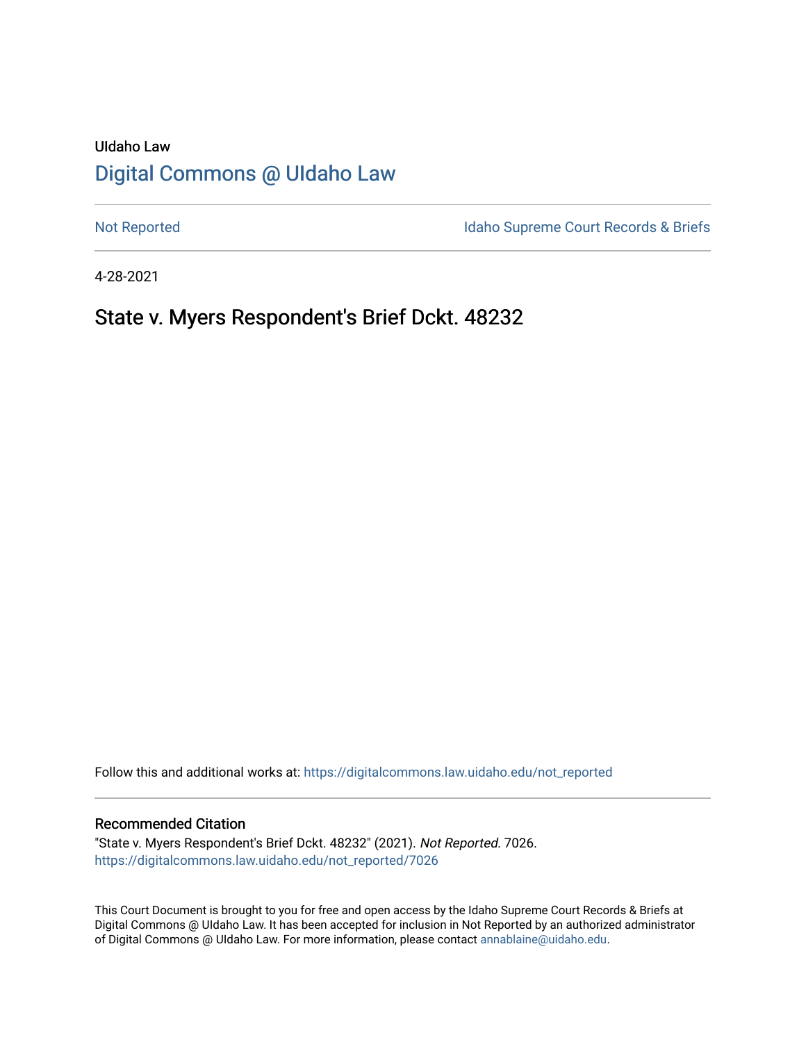UIdaho Law

# Digital Commons @ UIdaho Law

Not Reported

Idaho Supreme Court Records & Briefs

4-28-2021

## State v. Myers Respondent's Brief Dckt. 48232

Follow this and additional works at: https://digitalcommons.law.uidaho.edu/not_reported

### Recommended Citation

"State v. Myers Respondent's Brief Dckt. 48232" (2021). *Not Reported*. 7026.
https://digitalcommons.law.uidaho.edu/not_reported/7026

This Court Document is brought to you for free and open access by the Idaho Supreme Court Records & Briefs at Digital Commons @ UIdaho Law. It has been accepted for inclusion in Not Reported by an authorized administrator of Digital Commons @ UIdaho Law. For more information, please contact annablaine@uidaho.edu.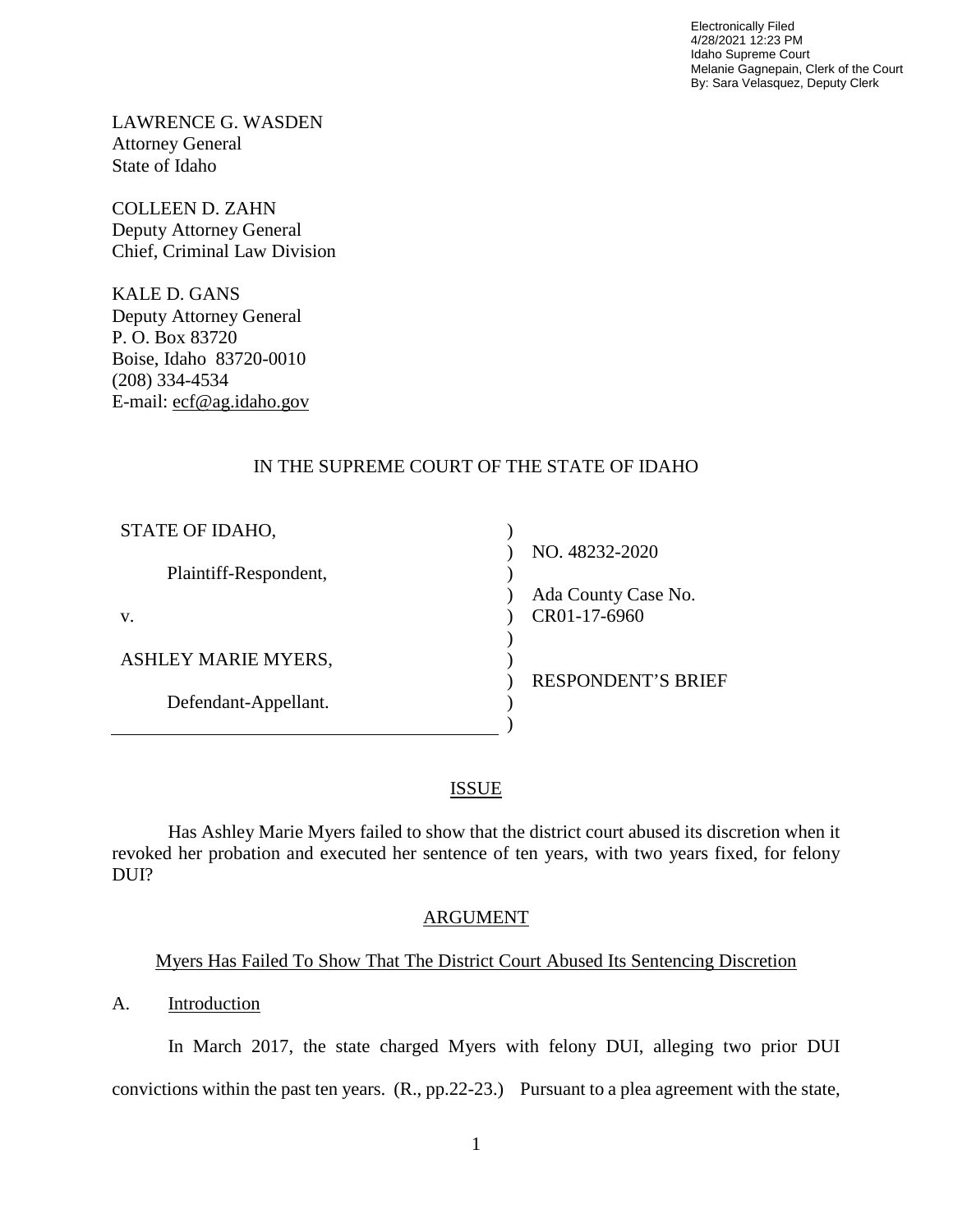Electronically Filed
4/28/2021 12:23 PM
Idaho Supreme Court
Melanie Gagnepain, Clerk of the Court
By: Sara Velasquez, Deputy Clerk

LAWRENCE G. WASDEN
Attorney General
State of Idaho

COLLEEN D. ZAHN
Deputy Attorney General
Chief, Criminal Law Division

KALE D. GANS
Deputy Attorney General
P. O. Box 83720
Boise, Idaho 83720-0010
(208) 334-4534
E-mail: ecf@ag.idaho.gov

IN THE SUPREME COURT OF THE STATE OF IDAHO

| | | |
|---|---|---|
| STATE OF IDAHO, | ) | |
| | ) | NO. 48232-2020 |
| Plaintiff-Respondent, | ) | |
| | ) | Ada County Case No. |
| v. | ) | CR01-17-6960 |
| | ) | |
| ASHLEY MARIE MYERS, | ) | |
| | ) | RESPONDENT'S BRIEF |
| Defendant-Appellant. | ) | |
| | ) | |

## ISSUE

Has Ashley Marie Myers failed to show that the district court abused its discretion when it revoked her probation and executed her sentence of ten years, with two years fixed, for felony DUI?

## ARGUMENT

### Myers Has Failed To Show That The District Court Abused Its Sentencing Discretion

#### A. Introduction

In March 2017, the state charged Myers with felony DUI, alleging two prior DUI convictions within the past ten years. (R., pp.22-23.) Pursuant to a plea agreement with the state,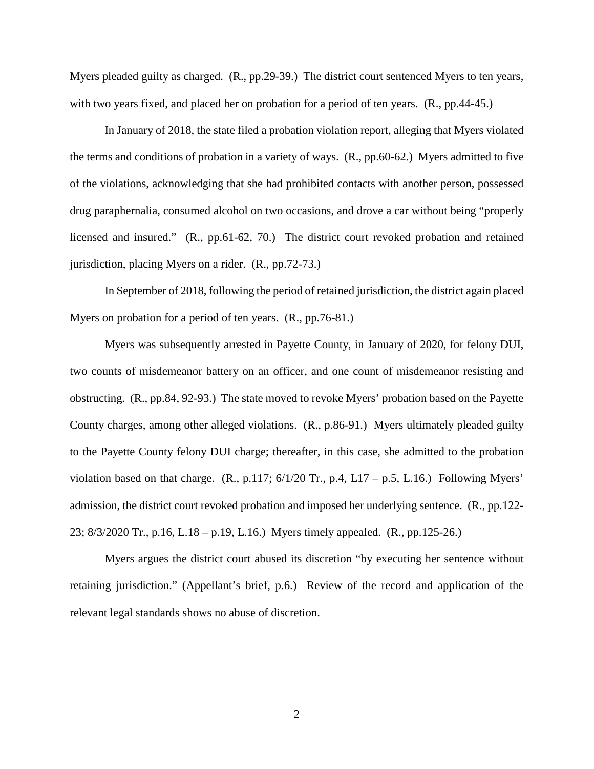Myers pleaded guilty as charged. (R., pp.29-39.) The district court sentenced Myers to ten years, with two years fixed, and placed her on probation for a period of ten years. (R., pp.44-45.)

In January of 2018, the state filed a probation violation report, alleging that Myers violated the terms and conditions of probation in a variety of ways. (R., pp.60-62.) Myers admitted to five of the violations, acknowledging that she had prohibited contacts with another person, possessed drug paraphernalia, consumed alcohol on two occasions, and drove a car without being "properly licensed and insured." (R., pp.61-62, 70.) The district court revoked probation and retained jurisdiction, placing Myers on a rider. (R., pp.72-73.)

In September of 2018, following the period of retained jurisdiction, the district again placed Myers on probation for a period of ten years. (R., pp.76-81.)

Myers was subsequently arrested in Payette County, in January of 2020, for felony DUI, two counts of misdemeanor battery on an officer, and one count of misdemeanor resisting and obstructing. (R., pp.84, 92-93.) The state moved to revoke Myers' probation based on the Payette County charges, among other alleged violations. (R., p.86-91.) Myers ultimately pleaded guilty to the Payette County felony DUI charge; thereafter, in this case, she admitted to the probation violation based on that charge. (R., p.117; 6/1/20 Tr., p.4, L17 – p.5, L.16.) Following Myers' admission, the district court revoked probation and imposed her underlying sentence. (R., pp.122-23; 8/3/2020 Tr., p.16, L.18 – p.19, L.16.) Myers timely appealed. (R., pp.125-26.)

Myers argues the district court abused its discretion "by executing her sentence without retaining jurisdiction." (Appellant's brief, p.6.) Review of the record and application of the relevant legal standards shows no abuse of discretion.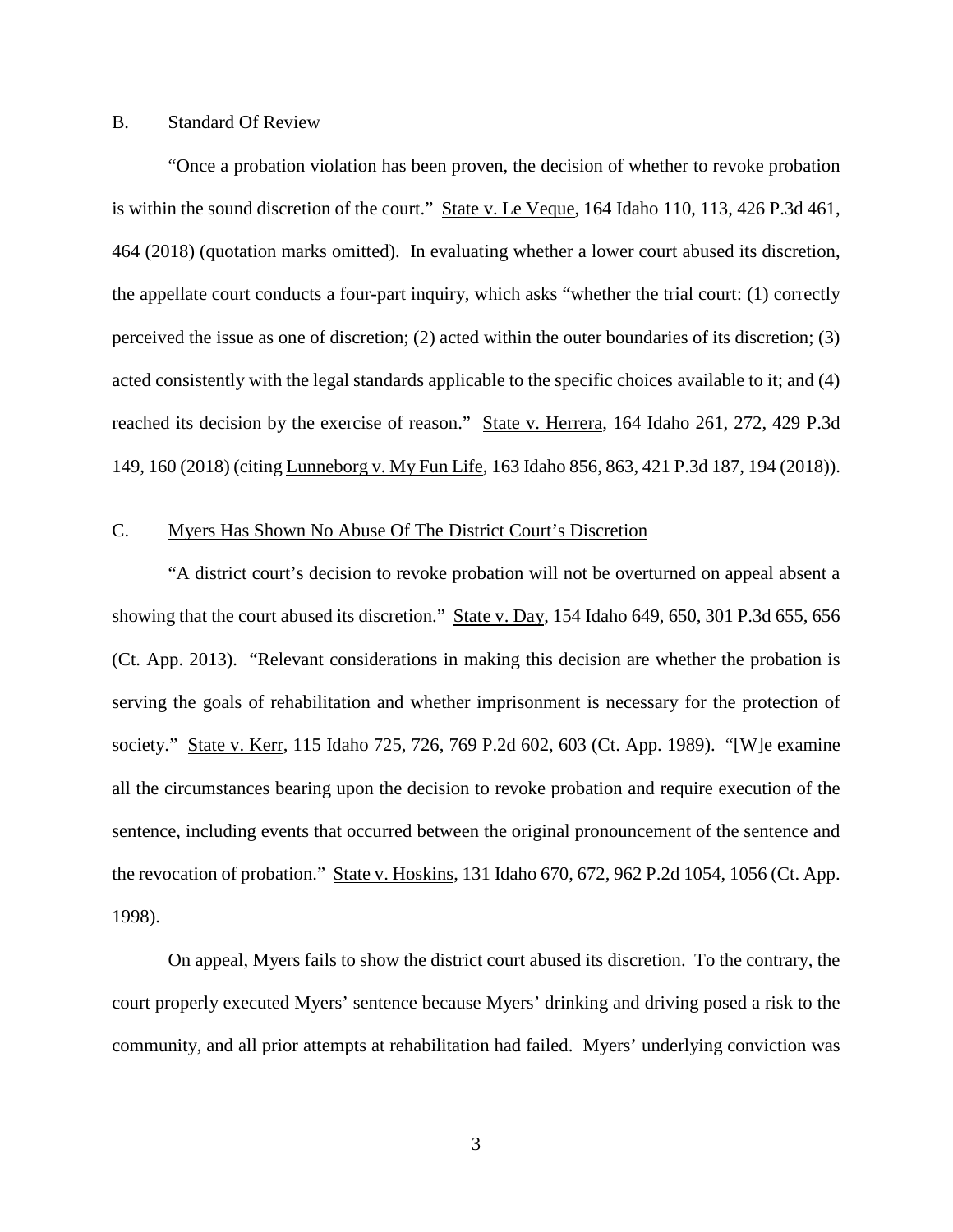### B. Standard Of Review

"Once a probation violation has been proven, the decision of whether to revoke probation is within the sound discretion of the court." State v. Le Veque, 164 Idaho 110, 113, 426 P.3d 461, 464 (2018) (quotation marks omitted). In evaluating whether a lower court abused its discretion, the appellate court conducts a four-part inquiry, which asks "whether the trial court: (1) correctly perceived the issue as one of discretion; (2) acted within the outer boundaries of its discretion; (3) acted consistently with the legal standards applicable to the specific choices available to it; and (4) reached its decision by the exercise of reason." State v. Herrera, 164 Idaho 261, 272, 429 P.3d 149, 160 (2018) (citing Lunneborg v. My Fun Life, 163 Idaho 856, 863, 421 P.3d 187, 194 (2018)).

### C. Myers Has Shown No Abuse Of The District Court's Discretion

"A district court's decision to revoke probation will not be overturned on appeal absent a showing that the court abused its discretion." State v. Day, 154 Idaho 649, 650, 301 P.3d 655, 656 (Ct. App. 2013). "Relevant considerations in making this decision are whether the probation is serving the goals of rehabilitation and whether imprisonment is necessary for the protection of society." State v. Kerr, 115 Idaho 725, 726, 769 P.2d 602, 603 (Ct. App. 1989). "[W]e examine all the circumstances bearing upon the decision to revoke probation and require execution of the sentence, including events that occurred between the original pronouncement of the sentence and the revocation of probation." State v. Hoskins, 131 Idaho 670, 672, 962 P.2d 1054, 1056 (Ct. App. 1998).

On appeal, Myers fails to show the district court abused its discretion. To the contrary, the court properly executed Myers' sentence because Myers' drinking and driving posed a risk to the community, and all prior attempts at rehabilitation had failed. Myers' underlying conviction was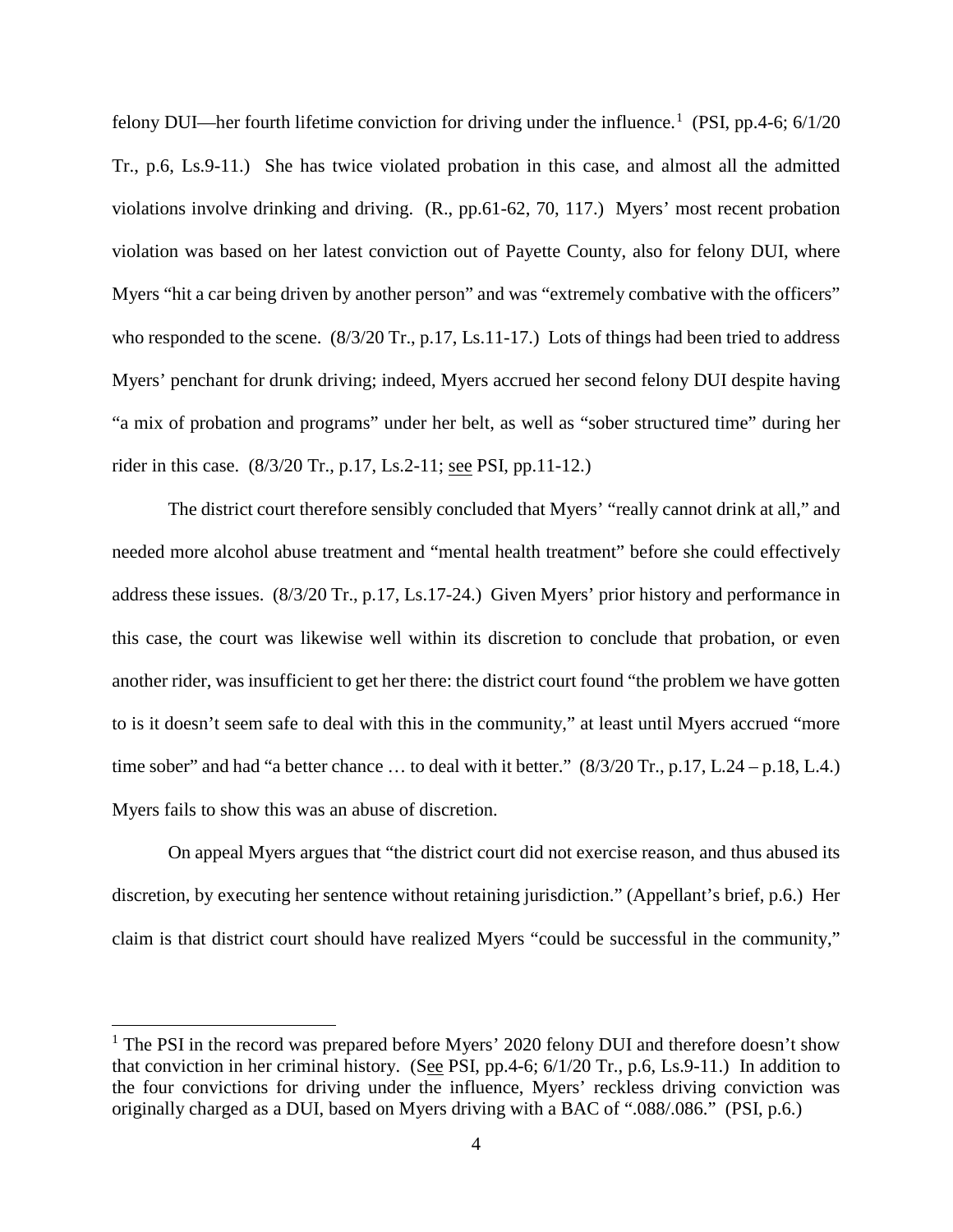felony DUI—her fourth lifetime conviction for driving under the influence.[1] (PSI, pp.4-6; 6/1/20 Tr., p.6, Ls.9-11.) She has twice violated probation in this case, and almost all the admitted violations involve drinking and driving. (R., pp.61-62, 70, 117.) Myers' most recent probation violation was based on her latest conviction out of Payette County, also for felony DUI, where Myers "hit a car being driven by another person" and was "extremely combative with the officers" who responded to the scene. (8/3/20 Tr., p.17, Ls.11-17.) Lots of things had been tried to address Myers' penchant for drunk driving; indeed, Myers accrued her second felony DUI despite having "a mix of probation and programs" under her belt, as well as "sober structured time" during her rider in this case. (8/3/20 Tr., p.17, Ls.2-11; see PSI, pp.11-12.)

The district court therefore sensibly concluded that Myers' "really cannot drink at all," and needed more alcohol abuse treatment and "mental health treatment" before she could effectively address these issues. (8/3/20 Tr., p.17, Ls.17-24.) Given Myers' prior history and performance in this case, the court was likewise well within its discretion to conclude that probation, or even another rider, was insufficient to get her there: the district court found "the problem we have gotten to is it doesn't seem safe to deal with this in the community," at least until Myers accrued "more time sober" and had "a better chance … to deal with it better." (8/3/20 Tr., p.17, L.24 – p.18, L.4.) Myers fails to show this was an abuse of discretion.

On appeal Myers argues that "the district court did not exercise reason, and thus abused its discretion, by executing her sentence without retaining jurisdiction." (Appellant's brief, p.6.) Her claim is that district court should have realized Myers "could be successful in the community,"

[1] The PSI in the record was prepared before Myers' 2020 felony DUI and therefore doesn't show that conviction in her criminal history. (See PSI, pp.4-6; 6/1/20 Tr., p.6, Ls.9-11.) In addition to the four convictions for driving under the influence, Myers' reckless driving conviction was originally charged as a DUI, based on Myers driving with a BAC of ".088/.086." (PSI, p.6.)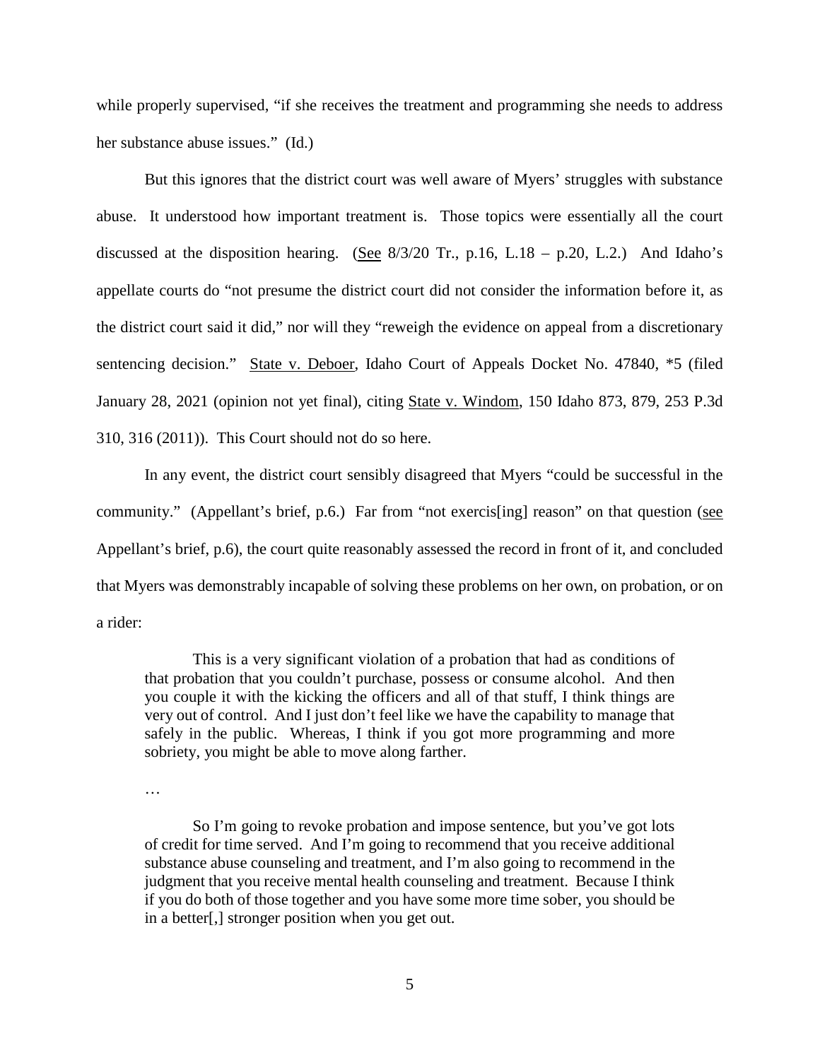while properly supervised, "if she receives the treatment and programming she needs to address her substance abuse issues." (Id.)

But this ignores that the district court was well aware of Myers' struggles with substance abuse. It understood how important treatment is. Those topics were essentially all the court discussed at the disposition hearing. (See 8/3/20 Tr., p.16, L.18 – p.20, L.2.) And Idaho's appellate courts do "not presume the district court did not consider the information before it, as the district court said it did," nor will they "reweigh the evidence on appeal from a discretionary sentencing decision." State v. Deboer, Idaho Court of Appeals Docket No. 47840, *5 (filed January 28, 2021 (opinion not yet final), citing State v. Windom, 150 Idaho 873, 879, 253 P.3d 310, 316 (2011)). This Court should not do so here.

In any event, the district court sensibly disagreed that Myers "could be successful in the community." (Appellant's brief, p.6.) Far from "not exercis[ing] reason" on that question (see Appellant's brief, p.6), the court quite reasonably assessed the record in front of it, and concluded that Myers was demonstrably incapable of solving these problems on her own, on probation, or on a rider:

> This is a very significant violation of a probation that had as conditions of that probation that you couldn't purchase, possess or consume alcohol. And then you couple it with the kicking the officers and all of that stuff, I think things are very out of control. And I just don't feel like we have the capability to manage that safely in the public. Whereas, I think if you got more programming and more sobriety, you might be able to move along farther.
>
> …
>
> So I'm going to revoke probation and impose sentence, but you've got lots of credit for time served. And I'm going to recommend that you receive additional substance abuse counseling and treatment, and I'm also going to recommend in the judgment that you receive mental health counseling and treatment. Because I think if you do both of those together and you have some more time sober, you should be in a better[,] stronger position when you get out.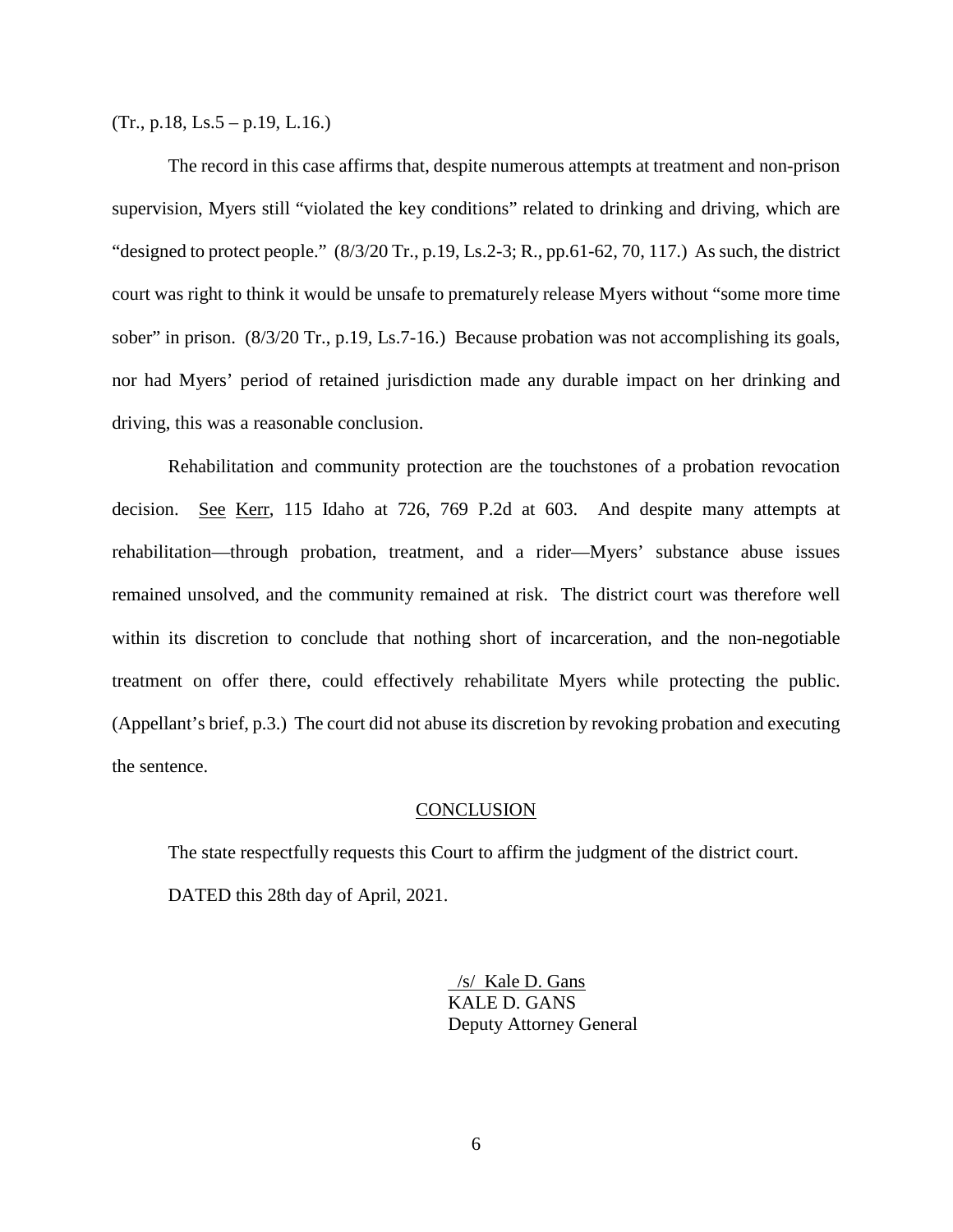(Tr., p.18, Ls.5 – p.19, L.16.)

The record in this case affirms that, despite numerous attempts at treatment and non-prison supervision, Myers still "violated the key conditions" related to drinking and driving, which are "designed to protect people." (8/3/20 Tr., p.19, Ls.2-3; R., pp.61-62, 70, 117.) As such, the district court was right to think it would be unsafe to prematurely release Myers without "some more time sober" in prison. (8/3/20 Tr., p.19, Ls.7-16.) Because probation was not accomplishing its goals, nor had Myers' period of retained jurisdiction made any durable impact on her drinking and driving, this was a reasonable conclusion.

Rehabilitation and community protection are the touchstones of a probation revocation decision. See Kerr, 115 Idaho at 726, 769 P.2d at 603. And despite many attempts at rehabilitation—through probation, treatment, and a rider—Myers' substance abuse issues remained unsolved, and the community remained at risk. The district court was therefore well within its discretion to conclude that nothing short of incarceration, and the non-negotiable treatment on offer there, could effectively rehabilitate Myers while protecting the public. (Appellant's brief, p.3.) The court did not abuse its discretion by revoking probation and executing the sentence.

## CONCLUSION

The state respectfully requests this Court to affirm the judgment of the district court.

DATED this 28th day of April, 2021.

/s/ Kale D. Gans
KALE D. GANS
Deputy Attorney General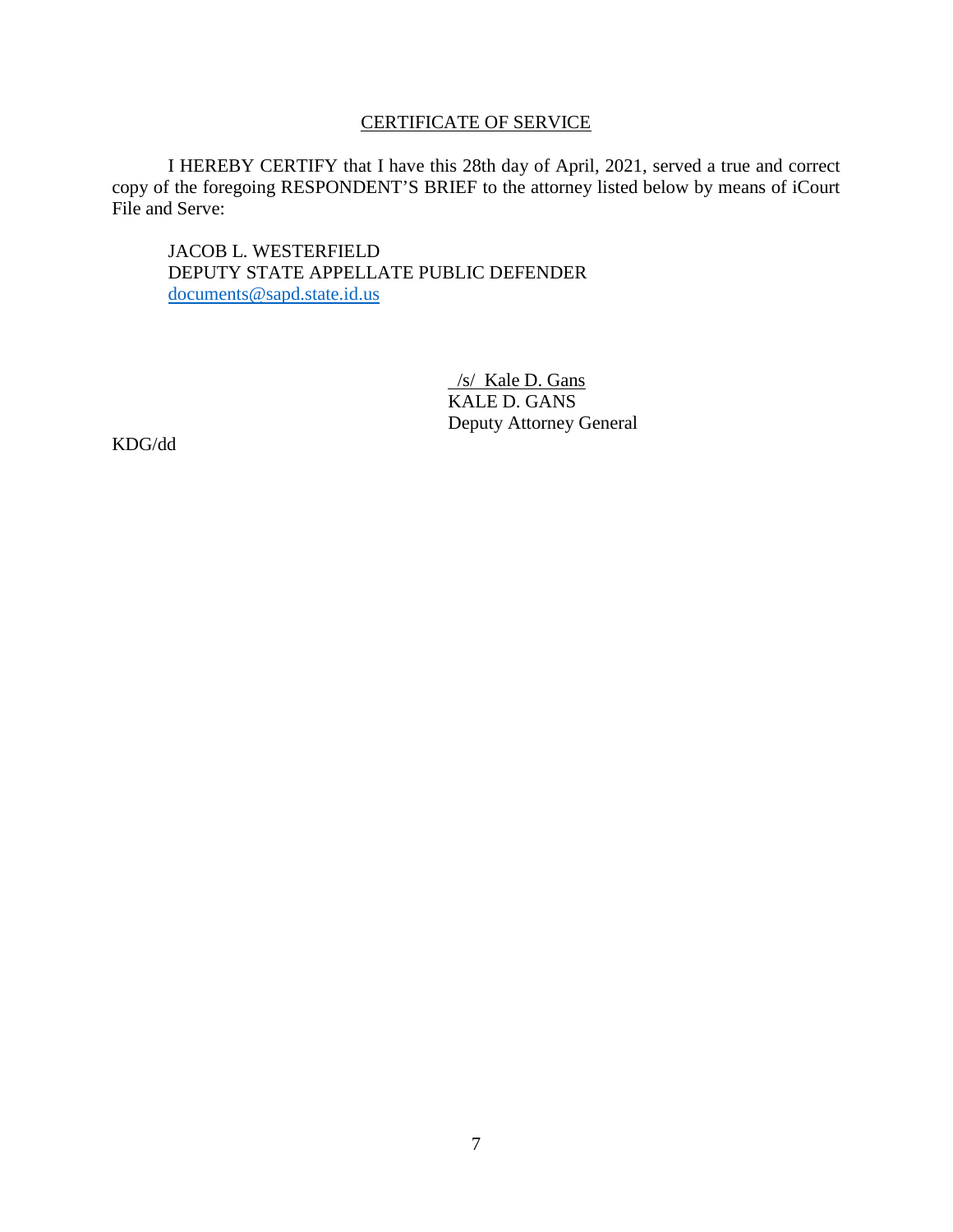## CERTIFICATE OF SERVICE

I HEREBY CERTIFY that I have this 28th day of April, 2021, served a true and correct copy of the foregoing RESPONDENT'S BRIEF to the attorney listed below by means of iCourt File and Serve:

JACOB L. WESTERFIELD
DEPUTY STATE APPELLATE PUBLIC DEFENDER
documents@sapd.state.id.us

/s/ Kale D. Gans
KALE D. GANS
Deputy Attorney General

KDG/dd